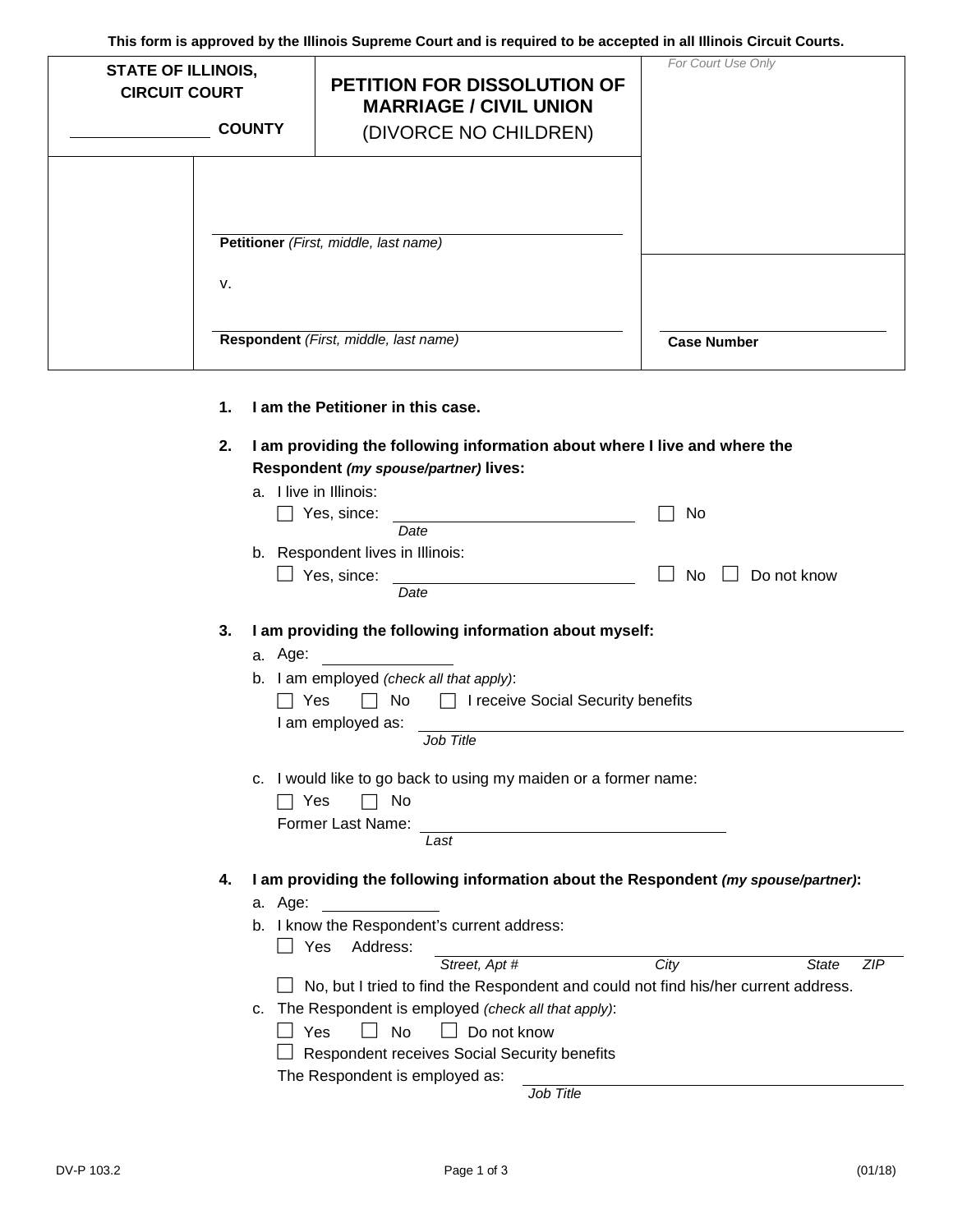This form is approved by the Illinois Supreme Court and is required to be accepted in all Illinois Circuit Courts.

| STATE OF ILLINOIS, CIRCUIT COURT<br><br>\_\_\_\_\_\_\_\_\_\_\_\_\_\_\_ COUNTY | PETITION FOR DISSOLUTION OF MARRIAGE / CIVIL UNION<br>(DIVORCE NO CHILDREN) | *For Court Use Only* |
|---|---|---|
| | \_\_\_\_\_\_\_\_\_\_\_\_\_\_\_\_\_\_\_\_\_\_\_\_\_\_\_\_\_\_\_\_\_\_\_\_\_<br>**Petitioner** *(First, middle, last name)*<br><br>v.<br><br>\_\_\_\_\_\_\_\_\_\_\_\_\_\_\_\_\_\_\_\_\_\_\_\_\_\_\_\_\_\_\_\_\_\_\_\_\_<br>**Respondent** *(First, middle, last name)* | \_\_\_\_\_\_\_\_\_\_\_\_\_\_\_\_\_\_\_\_\_\_<br>**Case Number** |

1. **I am the Petitioner in this case.**

2. **I am providing the following information about where I live and where the Respondent *(my spouse/partner)* lives:**
   a. I live in Illinois:
   ☐ Yes, since: \_\_\_\_\_\_\_\_\_\_\_\_\_\_\_\_\_\_\_\_ *Date* ☐ No
   b. Respondent lives in Illinois:
   ☐ Yes, since: \_\_\_\_\_\_\_\_\_\_\_\_\_\_\_\_\_\_\_\_ *Date* ☐ No ☐ Do not know

3. **I am providing the following information about myself:**
   a. Age: \_\_\_\_\_\_\_\_\_\_
   b. I am employed *(check all that apply)*:
   ☐ Yes ☐ No ☐ I receive Social Security benefits
   I am employed as: \_\_\_\_\_\_\_\_\_\_\_\_\_\_\_\_\_\_\_\_\_\_\_\_\_\_\_\_\_\_ *Job Title*

   c. I would like to go back to using my maiden or a former name:
   ☐ Yes ☐ No
   Former Last Name: \_\_\_\_\_\_\_\_\_\_\_\_\_\_\_\_\_\_\_\_\_\_\_\_ *Last*

4. **I am providing the following information about the Respondent *(my spouse/partner)*:**
   a. Age: \_\_\_\_\_\_\_\_\_\_
   b. I know the Respondent's current address:
   ☐ Yes Address: \_\_\_\_\_\_\_\_\_\_\_\_\_\_\_\_\_\_\_\_\_\_\_\_\_\_\_\_\_\_\_\_\_\_\_\_
   *Street, Apt # City State ZIP*
   ☐ No, but I tried to find the Respondent and could not find his/her current address.
   c. The Respondent is employed *(check all that apply)*:
   ☐ Yes ☐ No ☐ Do not know
   ☐ Respondent receives Social Security benefits
   The Respondent is employed as: \_\_\_\_\_\_\_\_\_\_\_\_\_\_\_\_\_\_\_\_\_\_\_\_\_\_\_\_\_\_ *Job Title*

DV-P 103.2 (01/18)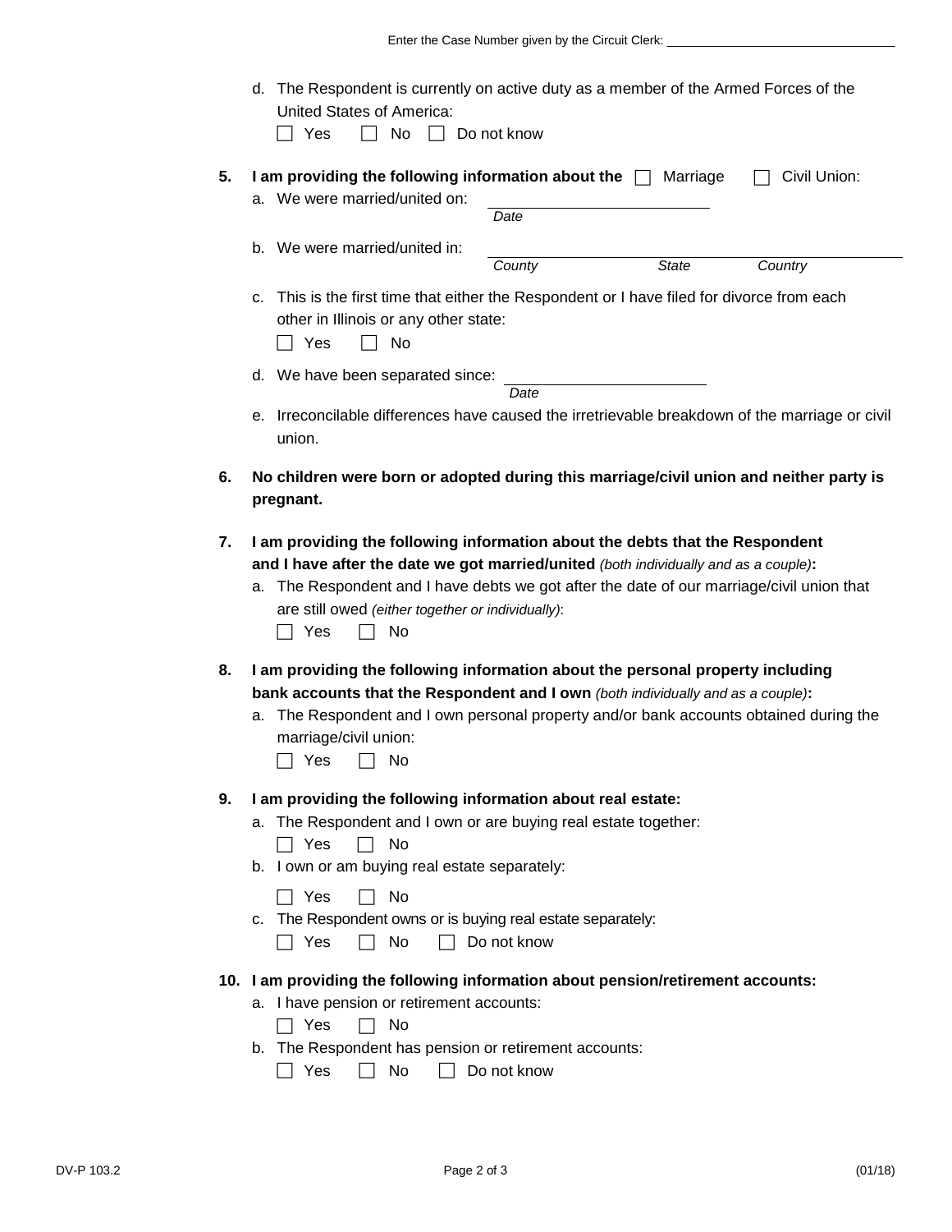Enter the Case Number given by the Circuit Clerk: ______________________________

d. The Respondent is currently on active duty as a member of the Armed Forces of the United States of America:

☐ Yes ☐ No ☐ Do not know

**5. I am providing the following information about the** ☐ Marriage ☐ Civil Union:

a. We were married/united on: ______________________
*Date*

b. We were married/united in: ______________________________________
*County* *State* *Country*

c. This is the first time that either the Respondent or I have filed for divorce from each other in Illinois or any other state:

☐ Yes ☐ No

d. We have been separated since: ______________________
*Date*

e. Irreconcilable differences have caused the irretrievable breakdown of the marriage or civil union.

**6. No children were born or adopted during this marriage/civil union and neither party is pregnant.**

**7. I am providing the following information about the debts that the Respondent and I have after the date we got married/united** *(both individually and as a couple)***:**

a. The Respondent and I have debts we got after the date of our marriage/civil union that are still owed *(either together or individually)*:

☐ Yes ☐ No

**8. I am providing the following information about the personal property including bank accounts that the Respondent and I own** *(both individually and as a couple)***:**

a. The Respondent and I own personal property and/or bank accounts obtained during the marriage/civil union:

☐ Yes ☐ No

**9. I am providing the following information about real estate:**

a. The Respondent and I own or are buying real estate together:

☐ Yes ☐ No

b. I own or am buying real estate separately:

☐ Yes ☐ No

c. The Respondent owns or is buying real estate separately:

☐ Yes ☐ No ☐ Do not know

**10. I am providing the following information about pension/retirement accounts:**

a. I have pension or retirement accounts:

☐ Yes ☐ No

b. The Respondent has pension or retirement accounts:

☐ Yes ☐ No ☐ Do not know

DV-P 103.2 (01/18)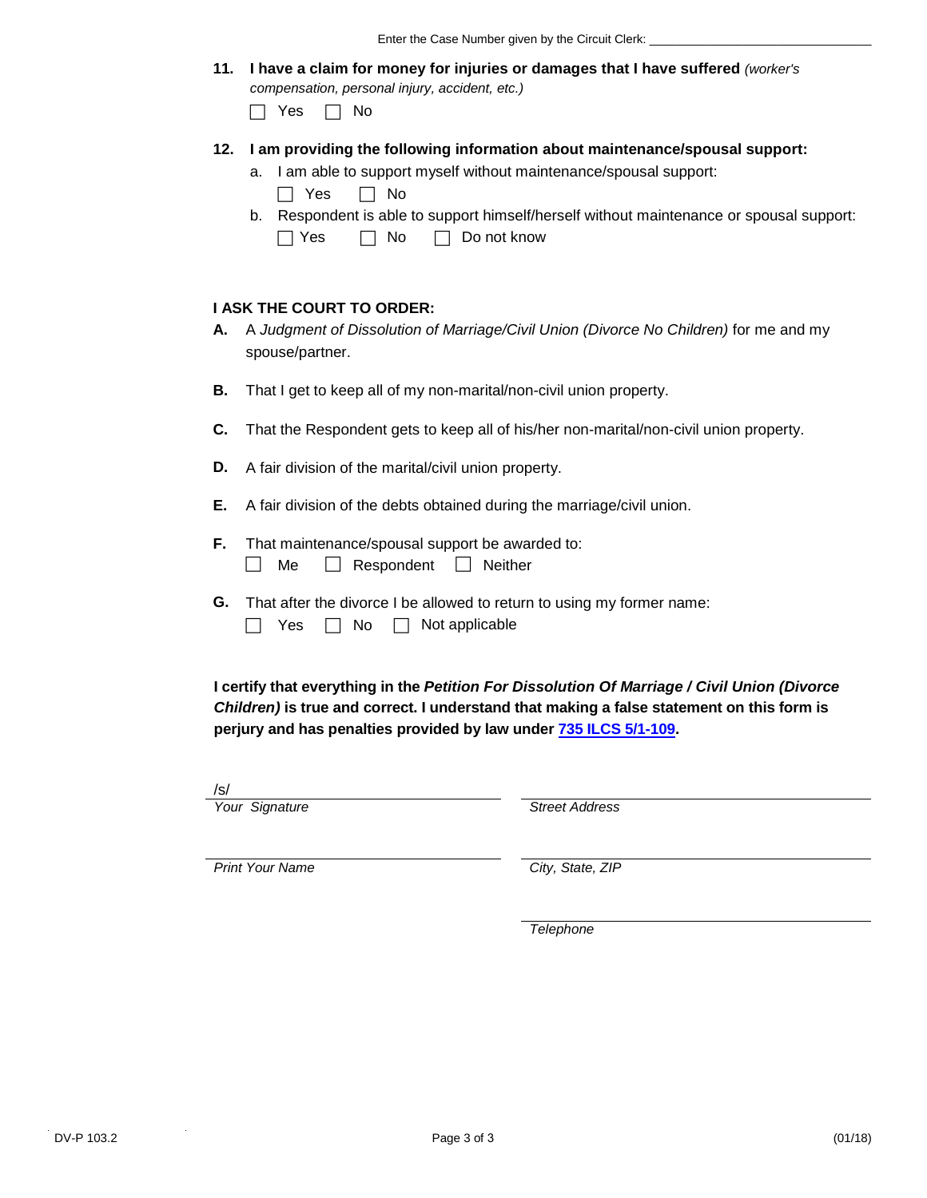Enter the Case Number given by the Circuit Clerk: ______________________

**11. I have a claim for money for injuries or damages that I have suffered** *(worker's compensation, personal injury, accident, etc.)*

☐ Yes ☐ No

**12. I am providing the following information about maintenance/spousal support:**

a. I am able to support myself without maintenance/spousal support:

☐ Yes ☐ No

b. Respondent is able to support himself/herself without maintenance or spousal support:

☐ Yes ☐ No ☐ Do not know

**I ASK THE COURT TO ORDER:**

**A.** A *Judgment of Dissolution of Marriage/Civil Union (Divorce No Children)* for me and my spouse/partner.

**B.** That I get to keep all of my non-marital/non-civil union property.

**C.** That the Respondent gets to keep all of his/her non-marital/non-civil union property.

**D.** A fair division of the marital/civil union property.

**E.** A fair division of the debts obtained during the marriage/civil union.

**F.** That maintenance/spousal support be awarded to:

☐ Me ☐ Respondent ☐ Neither

**G.** That after the divorce I be allowed to return to using my former name:

☐ Yes ☐ No ☐ Not applicable

**I certify that everything in the *Petition For Dissolution Of Marriage / Civil Union (Divorce Children)* is true and correct. I understand that making a false statement on this form is perjury and has penalties provided by law under 735 ILCS 5/1-109.**

/s/
*Your Signature*

*Street Address*

*Print Your Name*

*City, State, ZIP*

*Telephone*

DV-P 103.2 (01/18)